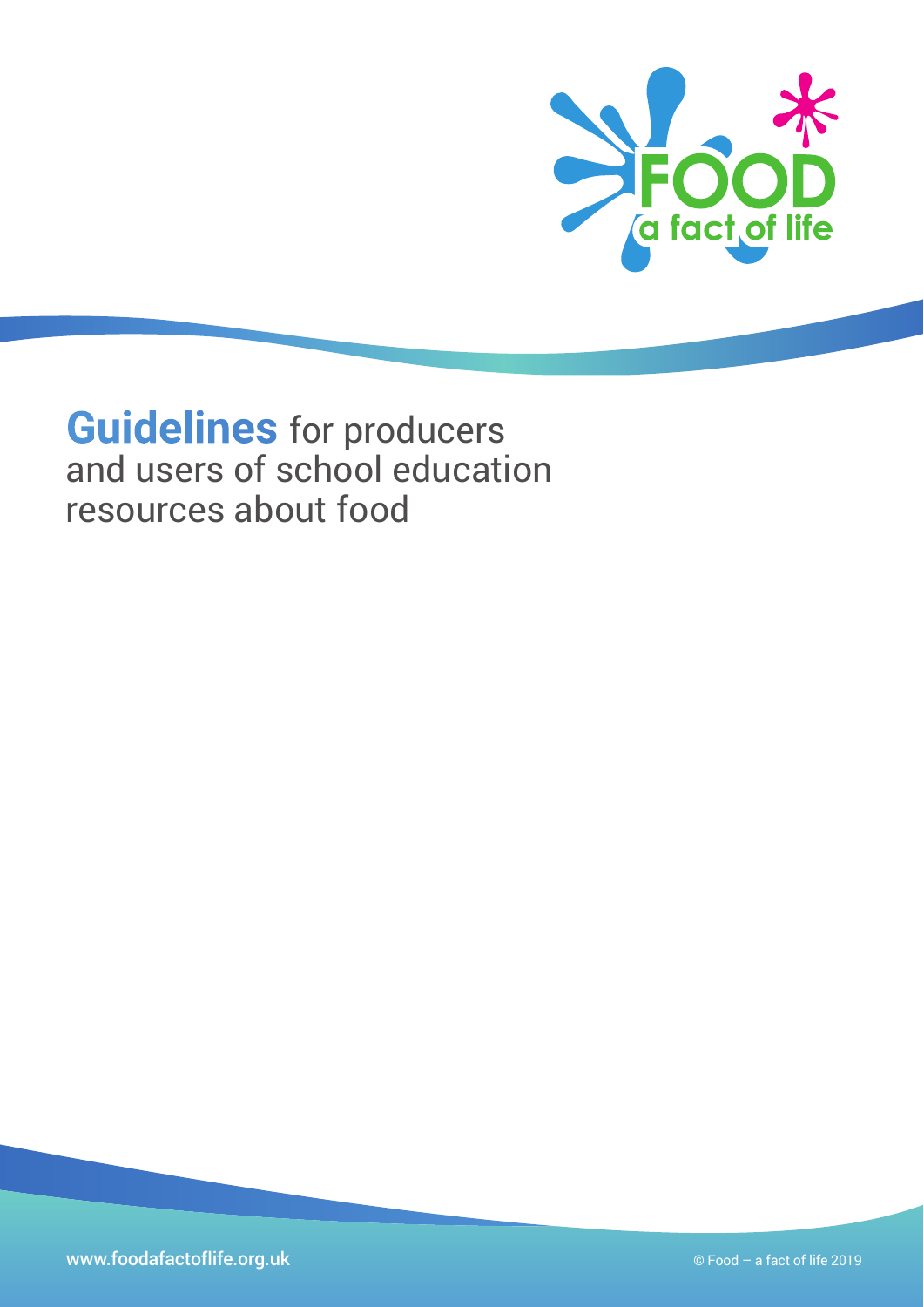# **Guidelines** for producers and users of school education resources about food

www.foodafactoflife.org.uk

© Food – a fact of life 2019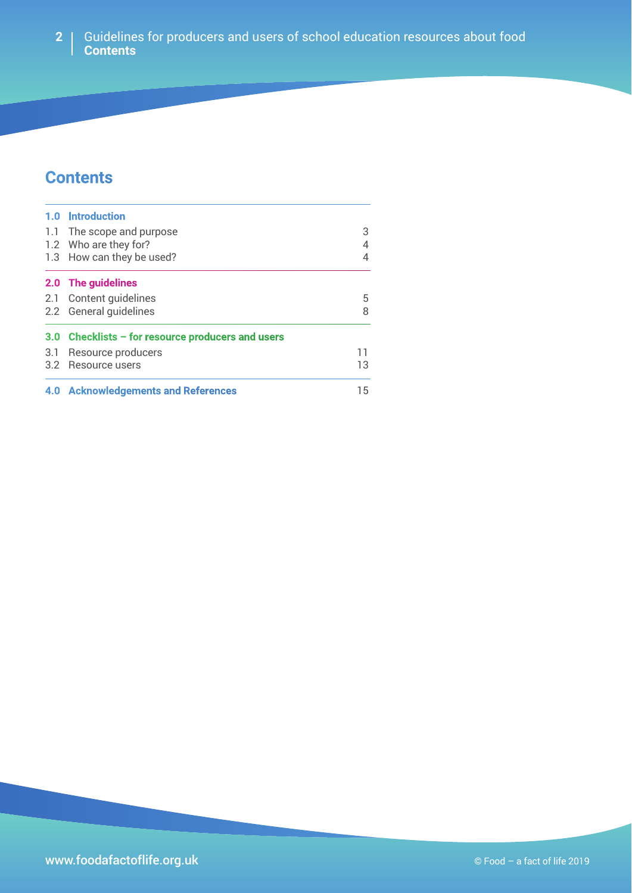# Contents

| | | |
|---|---|---|
| **1.0** | **Introduction** | |
| 1.1 | The scope and purpose | 3 |
| 1.2 | Who are they for? | 4 |
| 1.3 | How can they be used? | 4 |
| **2.0** | **The guidelines** | |
| 2.1 | Content guidelines | 5 |
| 2.2 | General guidelines | 8 |
| **3.0** | **Checklists – for resource producers and users** | |
| 3.1 | Resource producers | 11 |
| 3.2 | Resource users | 13 |
| **4.0** | **Acknowledgements and References** | 15 |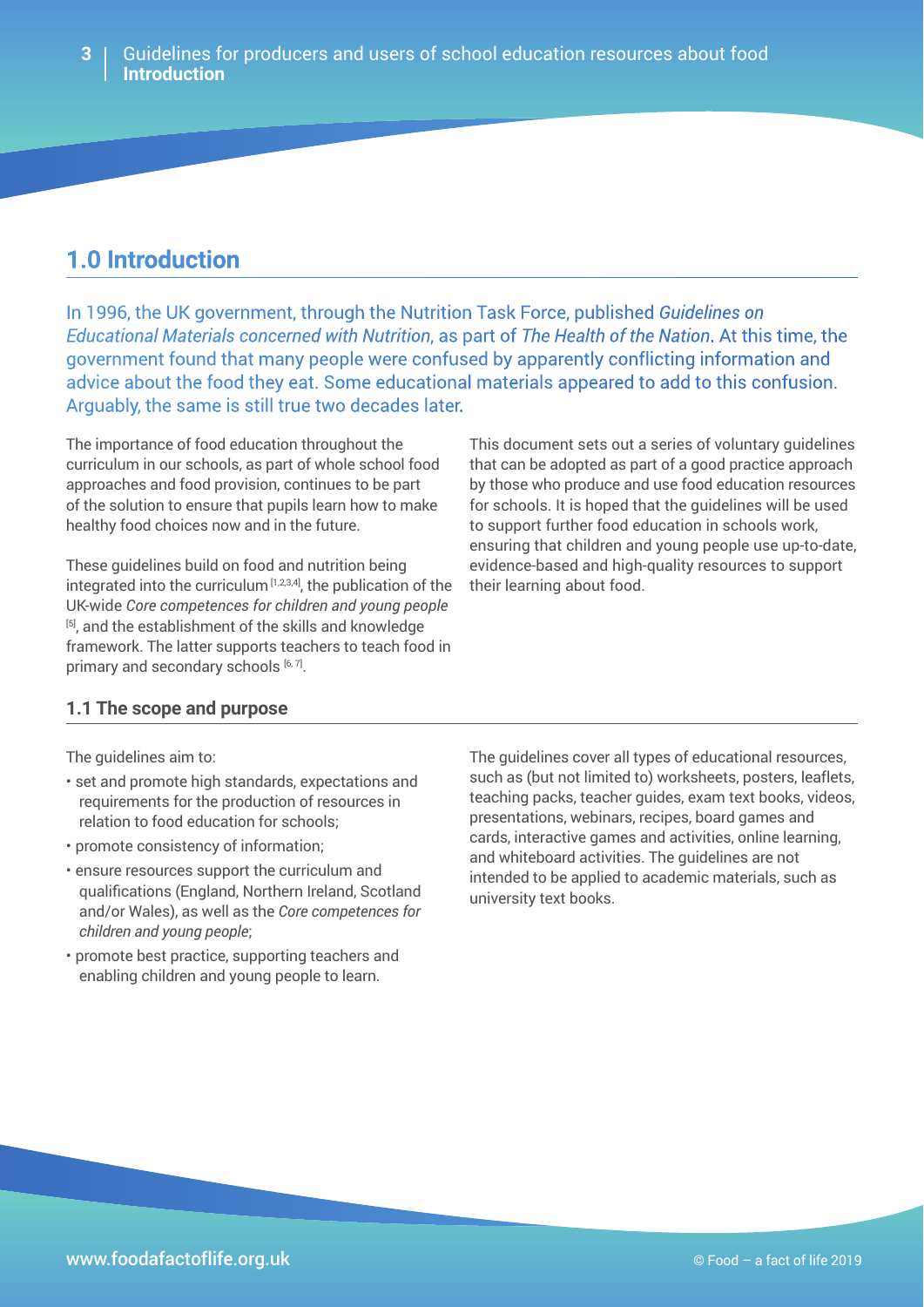## 1.0 Introduction

In 1996, the UK government, through the Nutrition Task Force, published *Guidelines on Educational Materials concerned with Nutrition*, as part of *The Health of the Nation*. At this time, the government found that many people were confused by apparently conflicting information and advice about the food they eat. Some educational materials appeared to add to this confusion. Arguably, the same is still true two decades later.

The importance of food education throughout the curriculum in our schools, as part of whole school food approaches and food provision, continues to be part of the solution to ensure that pupils learn how to make healthy food choices now and in the future.

These guidelines build on food and nutrition being integrated into the curriculum [1,2,3,4], the publication of the UK-wide *Core competences for children and young people* [5], and the establishment of the skills and knowledge framework. The latter supports teachers to teach food in primary and secondary schools [6, 7].

This document sets out a series of voluntary guidelines that can be adopted as part of a good practice approach by those who produce and use food education resources for schools. It is hoped that the guidelines will be used to support further food education in schools work, ensuring that children and young people use up-to-date, evidence-based and high-quality resources to support their learning about food.

### 1.1 The scope and purpose

The guidelines aim to:

- set and promote high standards, expectations and requirements for the production of resources in relation to food education for schools;
- promote consistency of information;
- ensure resources support the curriculum and qualifications (England, Northern Ireland, Scotland and/or Wales), as well as the *Core competences for children and young people*;
- promote best practice, supporting teachers and enabling children and young people to learn.

The guidelines cover all types of educational resources, such as (but not limited to) worksheets, posters, leaflets, teaching packs, teacher guides, exam text books, videos, presentations, webinars, recipes, board games and cards, interactive games and activities, online learning, and whiteboard activities. The guidelines are not intended to be applied to academic materials, such as university text books.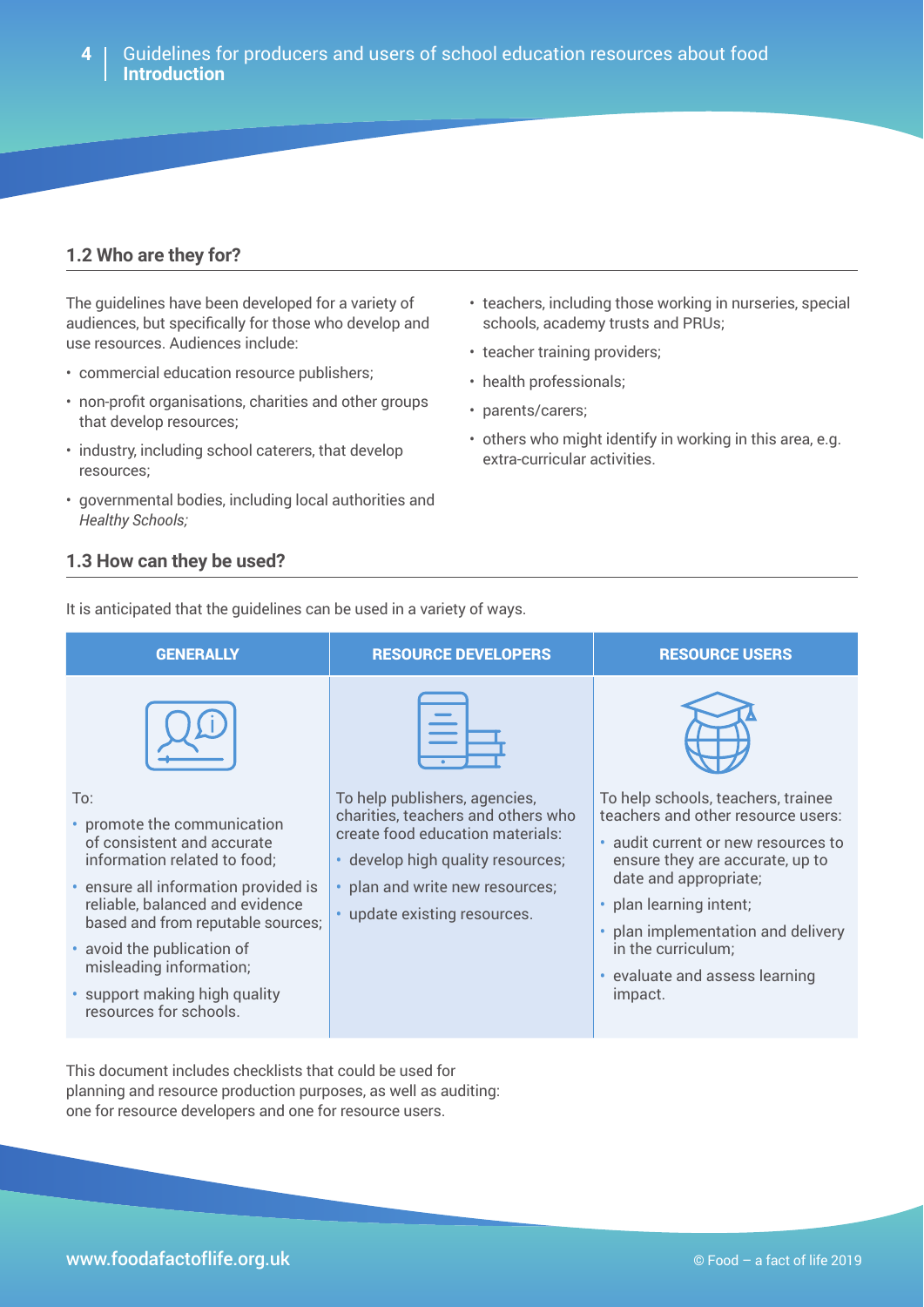## 1.2 Who are they for?

The guidelines have been developed for a variety of audiences, but specifically for those who develop and use resources. Audiences include:

- commercial education resource publishers;
- non-profit organisations, charities and other groups that develop resources;
- industry, including school caterers, that develop resources;
- governmental bodies, including local authorities and *Healthy Schools;*
- teachers, including those working in nurseries, special schools, academy trusts and PRUs;
- teacher training providers;
- health professionals;
- parents/carers;
- others who might identify in working in this area, e.g. extra-curricular activities.

## 1.3 How can they be used?

It is anticipated that the guidelines can be used in a variety of ways.

| GENERALLY | RESOURCE DEVELOPERS | RESOURCE USERS |
| --- | --- | --- |
| To:<br>• promote the communication of consistent and accurate information related to food;<br>• ensure all information provided is reliable, balanced and evidence based and from reputable sources;<br>• avoid the publication of misleading information;<br>• support making high quality resources for schools. | To help publishers, agencies, charities, teachers and others who create food education materials:<br>• develop high quality resources;<br>• plan and write new resources;<br>• update existing resources. | To help schools, teachers, trainee teachers and other resource users:<br>• audit current or new resources to ensure they are accurate, up to date and appropriate;<br>• plan learning intent;<br>• plan implementation and delivery in the curriculum;<br>• evaluate and assess learning impact. |

This document includes checklists that could be used for planning and resource production purposes, as well as auditing: one for resource developers and one for resource users.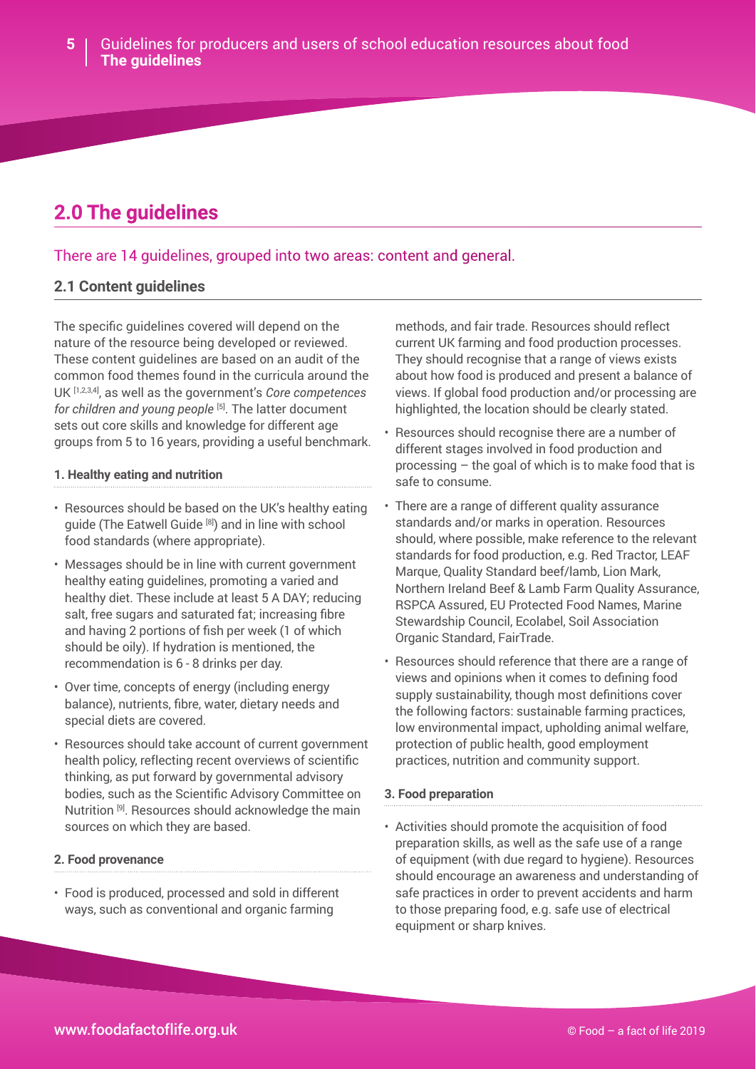## 2.0 The guidelines

There are 14 guidelines, grouped into two areas: content and general.

### 2.1 Content guidelines

The specific guidelines covered will depend on the nature of the resource being developed or reviewed. These content guidelines are based on an audit of the common food themes found in the curricula around the UK [1,2,3,4], as well as the government's *Core competences for children and young people* [5]. The latter document sets out core skills and knowledge for different age groups from 5 to 16 years, providing a useful benchmark.

#### 1. Healthy eating and nutrition

- Resources should be based on the UK's healthy eating guide (The Eatwell Guide [8]) and in line with school food standards (where appropriate).
- Messages should be in line with current government healthy eating guidelines, promoting a varied and healthy diet. These include at least 5 A DAY; reducing salt, free sugars and saturated fat; increasing fibre and having 2 portions of fish per week (1 of which should be oily). If hydration is mentioned, the recommendation is 6 - 8 drinks per day.
- Over time, concepts of energy (including energy balance), nutrients, fibre, water, dietary needs and special diets are covered.
- Resources should take account of current government health policy, reflecting recent overviews of scientific thinking, as put forward by governmental advisory bodies, such as the Scientific Advisory Committee on Nutrition [9]. Resources should acknowledge the main sources on which they are based.

#### 2. Food provenance

- Food is produced, processed and sold in different ways, such as conventional and organic farming methods, and fair trade. Resources should reflect current UK farming and food production processes. They should recognise that a range of views exists about how food is produced and present a balance of views. If global food production and/or processing are highlighted, the location should be clearly stated.
- Resources should recognise there are a number of different stages involved in food production and processing – the goal of which is to make food that is safe to consume.
- There are a range of different quality assurance standards and/or marks in operation. Resources should, where possible, make reference to the relevant standards for food production, e.g. Red Tractor, LEAF Marque, Quality Standard beef/lamb, Lion Mark, Northern Ireland Beef & Lamb Farm Quality Assurance, RSPCA Assured, EU Protected Food Names, Marine Stewardship Council, Ecolabel, Soil Association Organic Standard, FairTrade.
- Resources should reference that there are a range of views and opinions when it comes to defining food supply sustainability, though most definitions cover the following factors: sustainable farming practices, low environmental impact, upholding animal welfare, protection of public health, good employment practices, nutrition and community support.

#### 3. Food preparation

- Activities should promote the acquisition of food preparation skills, as well as the safe use of a range of equipment (with due regard to hygiene). Resources should encourage an awareness and understanding of safe practices in order to prevent accidents and harm to those preparing food, e.g. safe use of electrical equipment or sharp knives.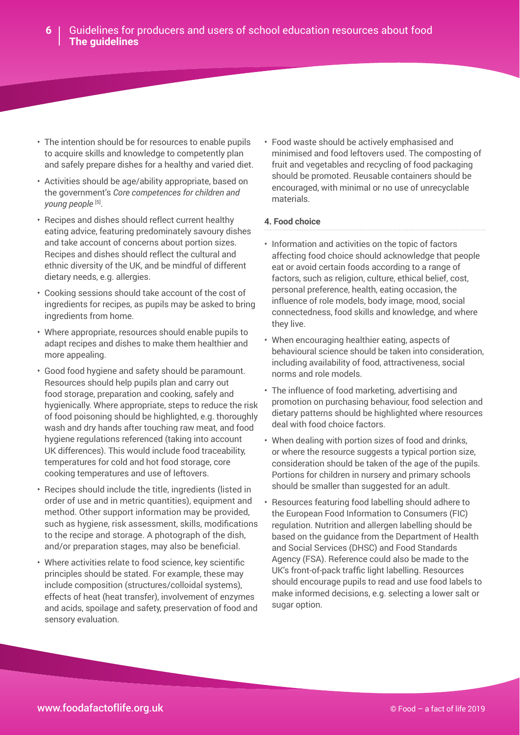- The intention should be for resources to enable pupils to acquire skills and knowledge to competently plan and safely prepare dishes for a healthy and varied diet.
- Activities should be age/ability appropriate, based on the government's *Core competences for children and young people* [5].
- Recipes and dishes should reflect current healthy eating advice, featuring predominately savoury dishes and take account of concerns about portion sizes. Recipes and dishes should reflect the cultural and ethnic diversity of the UK, and be mindful of different dietary needs, e.g. allergies.
- Cooking sessions should take account of the cost of ingredients for recipes, as pupils may be asked to bring ingredients from home.
- Where appropriate, resources should enable pupils to adapt recipes and dishes to make them healthier and more appealing.
- Good food hygiene and safety should be paramount. Resources should help pupils plan and carry out food storage, preparation and cooking, safely and hygienically. Where appropriate, steps to reduce the risk of food poisoning should be highlighted, e.g. thoroughly wash and dry hands after touching raw meat, and food hygiene regulations referenced (taking into account UK differences). This would include food traceability, temperatures for cold and hot food storage, core cooking temperatures and use of leftovers.
- Recipes should include the title, ingredients (listed in order of use and in metric quantities), equipment and method. Other support information may be provided, such as hygiene, risk assessment, skills, modifications to the recipe and storage. A photograph of the dish, and/or preparation stages, may also be beneficial.
- Where activities relate to food science, key scientific principles should be stated. For example, these may include composition (structures/colloidal systems), effects of heat (heat transfer), involvement of enzymes and acids, spoilage and safety, preservation of food and sensory evaluation.
- Food waste should be actively emphasised and minimised and food leftovers used. The composting of fruit and vegetables and recycling of food packaging should be promoted. Reusable containers should be encouraged, with minimal or no use of unrecyclable materials.

#### 4. Food choice

- Information and activities on the topic of factors affecting food choice should acknowledge that people eat or avoid certain foods according to a range of factors, such as religion, culture, ethical belief, cost, personal preference, health, eating occasion, the influence of role models, body image, mood, social connectedness, food skills and knowledge, and where they live.
- When encouraging healthier eating, aspects of behavioural science should be taken into consideration, including availability of food, attractiveness, social norms and role models.
- The influence of food marketing, advertising and promotion on purchasing behaviour, food selection and dietary patterns should be highlighted where resources deal with food choice factors.
- When dealing with portion sizes of food and drinks, or where the resource suggests a typical portion size, consideration should be taken of the age of the pupils. Portions for children in nursery and primary schools should be smaller than suggested for an adult.
- Resources featuring food labelling should adhere to the European Food Information to Consumers (FIC) regulation. Nutrition and allergen labelling should be based on the guidance from the Department of Health and Social Services (DHSC) and Food Standards Agency (FSA). Reference could also be made to the UK's front-of-pack traffic light labelling. Resources should encourage pupils to read and use food labels to make informed decisions, e.g. selecting a lower salt or sugar option.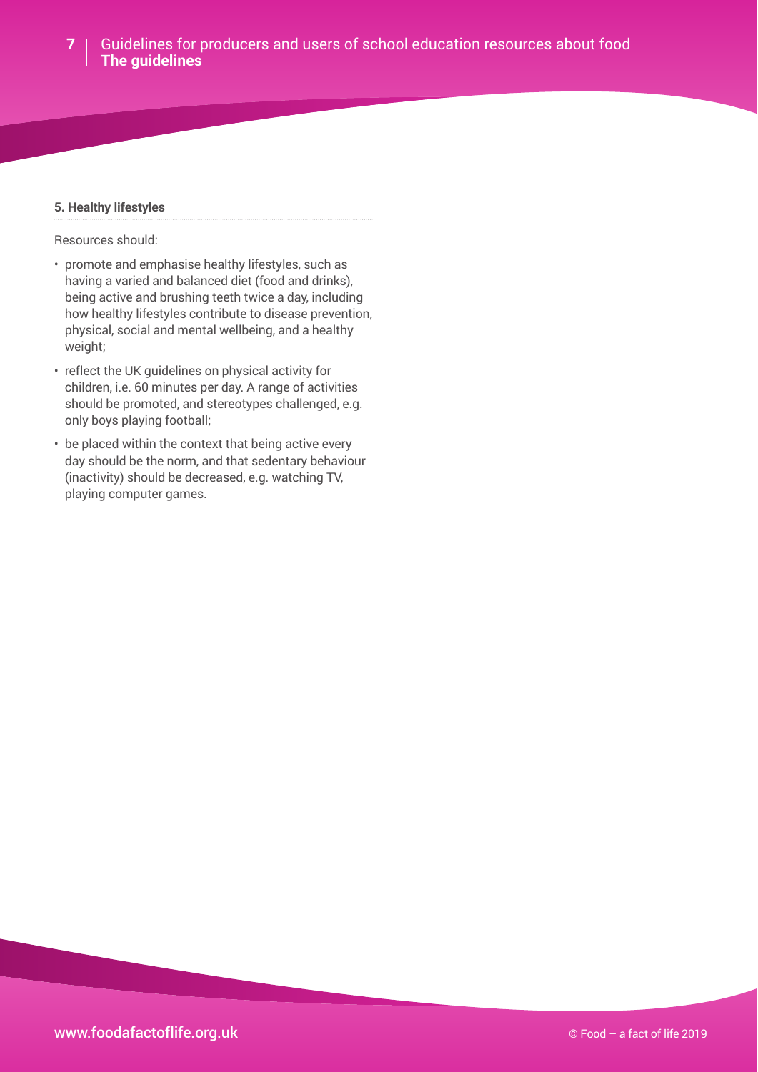### 5. Healthy lifestyles

Resources should:

- promote and emphasise healthy lifestyles, such as having a varied and balanced diet (food and drinks), being active and brushing teeth twice a day, including how healthy lifestyles contribute to disease prevention, physical, social and mental wellbeing, and a healthy weight;
- reflect the UK guidelines on physical activity for children, i.e. 60 minutes per day. A range of activities should be promoted, and stereotypes challenged, e.g. only boys playing football;
- be placed within the context that being active every day should be the norm, and that sedentary behaviour (inactivity) should be decreased, e.g. watching TV, playing computer games.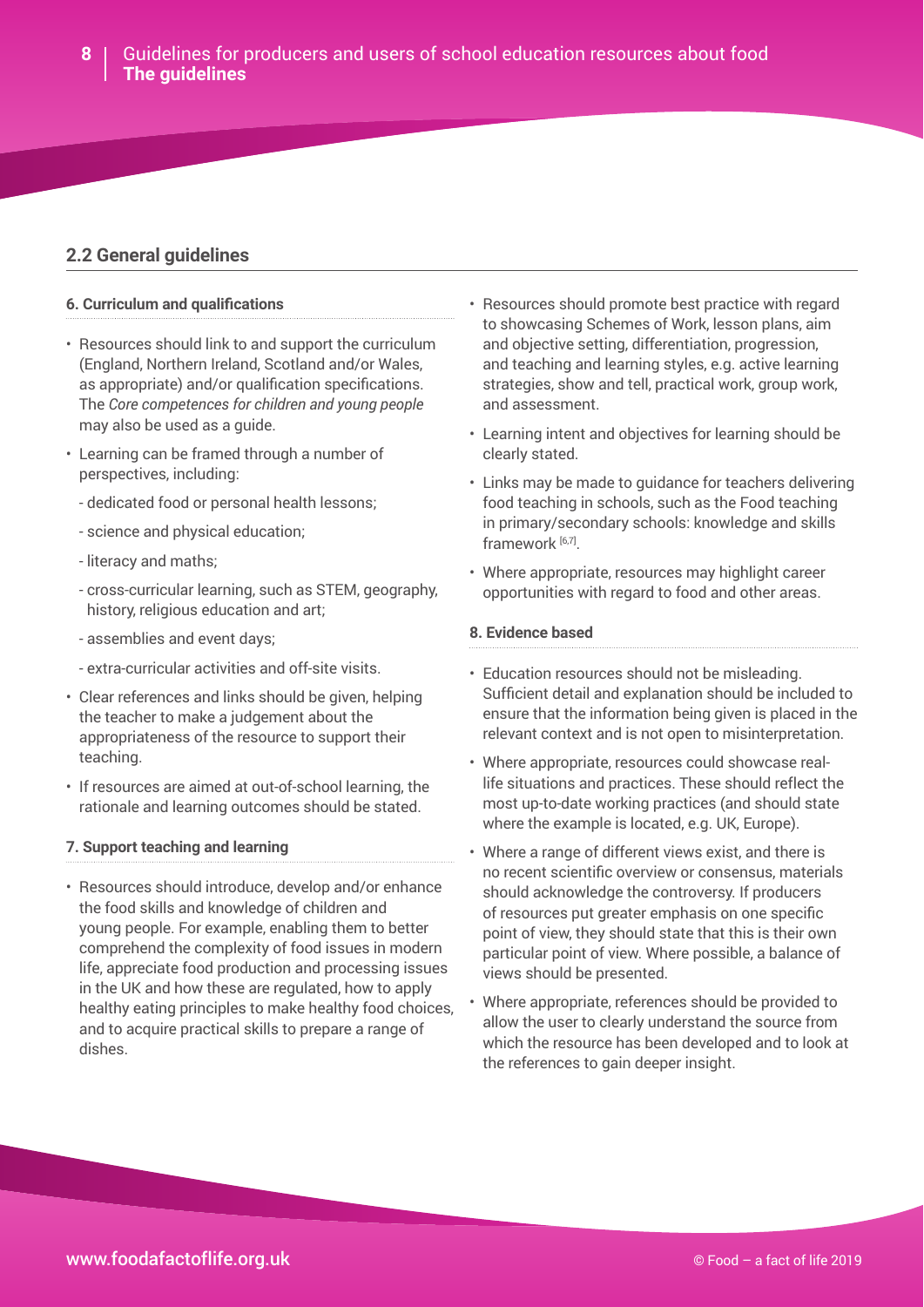## 2.2 General guidelines

### 6. Curriculum and qualifications

- Resources should link to and support the curriculum (England, Northern Ireland, Scotland and/or Wales, as appropriate) and/or qualification specifications. The *Core competences for children and young people* may also be used as a guide.
- Learning can be framed through a number of perspectives, including:
  - dedicated food or personal health lessons;
  - science and physical education;
  - literacy and maths;
  - cross-curricular learning, such as STEM, geography, history, religious education and art;
  - assemblies and event days;
  - extra-curricular activities and off-site visits.
- Clear references and links should be given, helping the teacher to make a judgement about the appropriateness of the resource to support their teaching.
- If resources are aimed at out-of-school learning, the rationale and learning outcomes should be stated.

### 7. Support teaching and learning

- Resources should introduce, develop and/or enhance the food skills and knowledge of children and young people. For example, enabling them to better comprehend the complexity of food issues in modern life, appreciate food production and processing issues in the UK and how these are regulated, how to apply healthy eating principles to make healthy food choices, and to acquire practical skills to prepare a range of dishes.
- Resources should promote best practice with regard to showcasing Schemes of Work, lesson plans, aim and objective setting, differentiation, progression, and teaching and learning styles, e.g. active learning strategies, show and tell, practical work, group work, and assessment.
- Learning intent and objectives for learning should be clearly stated.
- Links may be made to guidance for teachers delivering food teaching in schools, such as the Food teaching in primary/secondary schools: knowledge and skills framework [6,7].
- Where appropriate, resources may highlight career opportunities with regard to food and other areas.

### 8. Evidence based

- Education resources should not be misleading. Sufficient detail and explanation should be included to ensure that the information being given is placed in the relevant context and is not open to misinterpretation.
- Where appropriate, resources could showcase real-life situations and practices. These should reflect the most up-to-date working practices (and should state where the example is located, e.g. UK, Europe).
- Where a range of different views exist, and there is no recent scientific overview or consensus, materials should acknowledge the controversy. If producers of resources put greater emphasis on one specific point of view, they should state that this is their own particular point of view. Where possible, a balance of views should be presented.
- Where appropriate, references should be provided to allow the user to clearly understand the source from which the resource has been developed and to look at the references to gain deeper insight.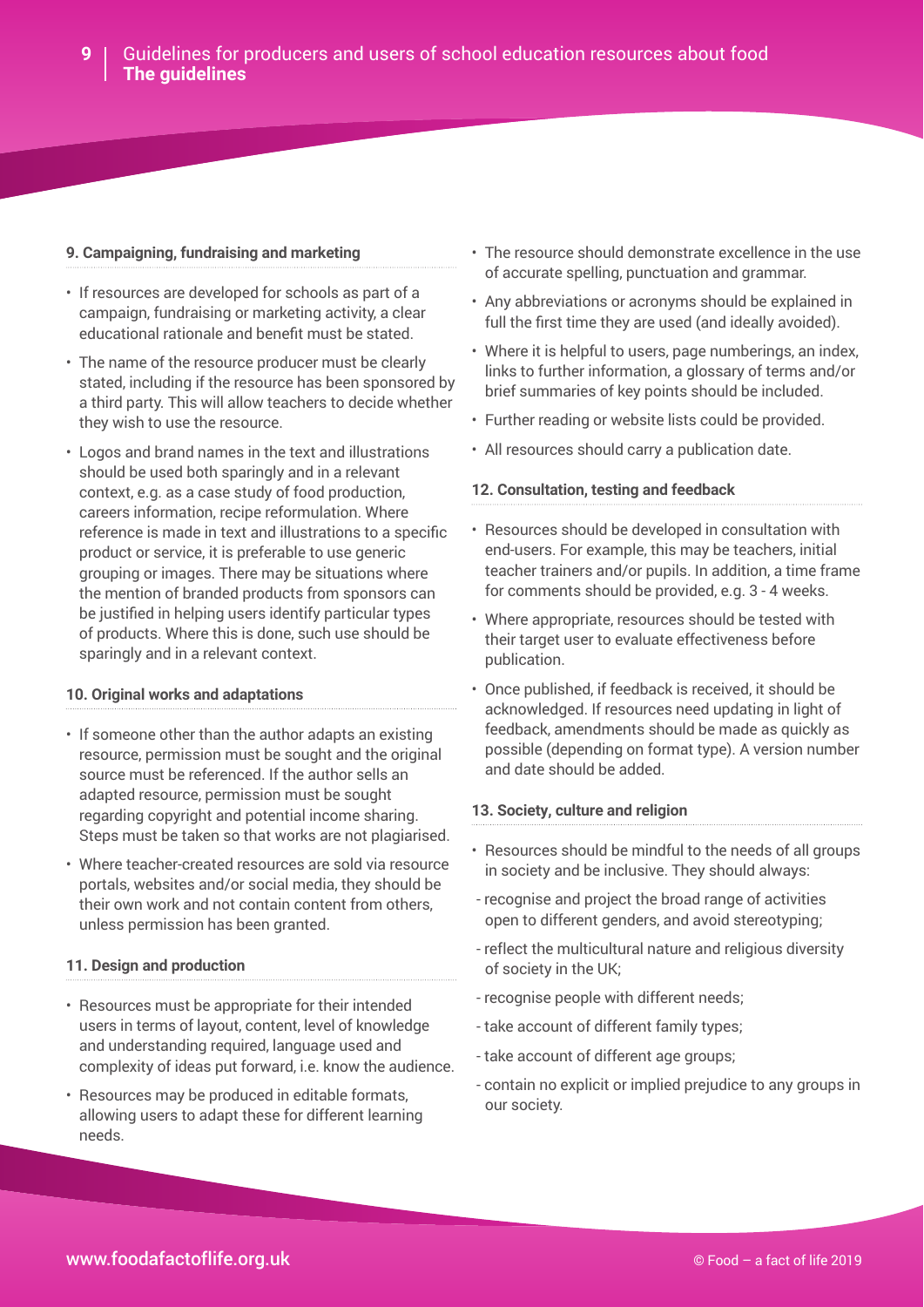### 9. Campaigning, fundraising and marketing

- If resources are developed for schools as part of a campaign, fundraising or marketing activity, a clear educational rationale and benefit must be stated.
- The name of the resource producer must be clearly stated, including if the resource has been sponsored by a third party. This will allow teachers to decide whether they wish to use the resource.
- Logos and brand names in the text and illustrations should be used both sparingly and in a relevant context, e.g. as a case study of food production, careers information, recipe reformulation. Where reference is made in text and illustrations to a specific product or service, it is preferable to use generic grouping or images. There may be situations where the mention of branded products from sponsors can be justified in helping users identify particular types of products. Where this is done, such use should be sparingly and in a relevant context.

### 10. Original works and adaptations

- If someone other than the author adapts an existing resource, permission must be sought and the original source must be referenced. If the author sells an adapted resource, permission must be sought regarding copyright and potential income sharing. Steps must be taken so that works are not plagiarised.
- Where teacher-created resources are sold via resource portals, websites and/or social media, they should be their own work and not contain content from others, unless permission has been granted.

### 11. Design and production

- Resources must be appropriate for their intended users in terms of layout, content, level of knowledge and understanding required, language used and complexity of ideas put forward, i.e. know the audience.
- Resources may be produced in editable formats, allowing users to adapt these for different learning needs.
- The resource should demonstrate excellence in the use of accurate spelling, punctuation and grammar.
- Any abbreviations or acronyms should be explained in full the first time they are used (and ideally avoided).
- Where it is helpful to users, page numberings, an index, links to further information, a glossary of terms and/or brief summaries of key points should be included.
- Further reading or website lists could be provided.
- All resources should carry a publication date.

### 12. Consultation, testing and feedback

- Resources should be developed in consultation with end-users. For example, this may be teachers, initial teacher trainers and/or pupils. In addition, a time frame for comments should be provided, e.g. 3 - 4 weeks.
- Where appropriate, resources should be tested with their target user to evaluate effectiveness before publication.
- Once published, if feedback is received, it should be acknowledged. If resources need updating in light of feedback, amendments should be made as quickly as possible (depending on format type). A version number and date should be added.

### 13. Society, culture and religion

- Resources should be mindful to the needs of all groups in society and be inclusive. They should always:
  - recognise and project the broad range of activities open to different genders, and avoid stereotyping;
  - reflect the multicultural nature and religious diversity of society in the UK;
  - recognise people with different needs;
  - take account of different family types;
  - take account of different age groups;
  - contain no explicit or implied prejudice to any groups in our society.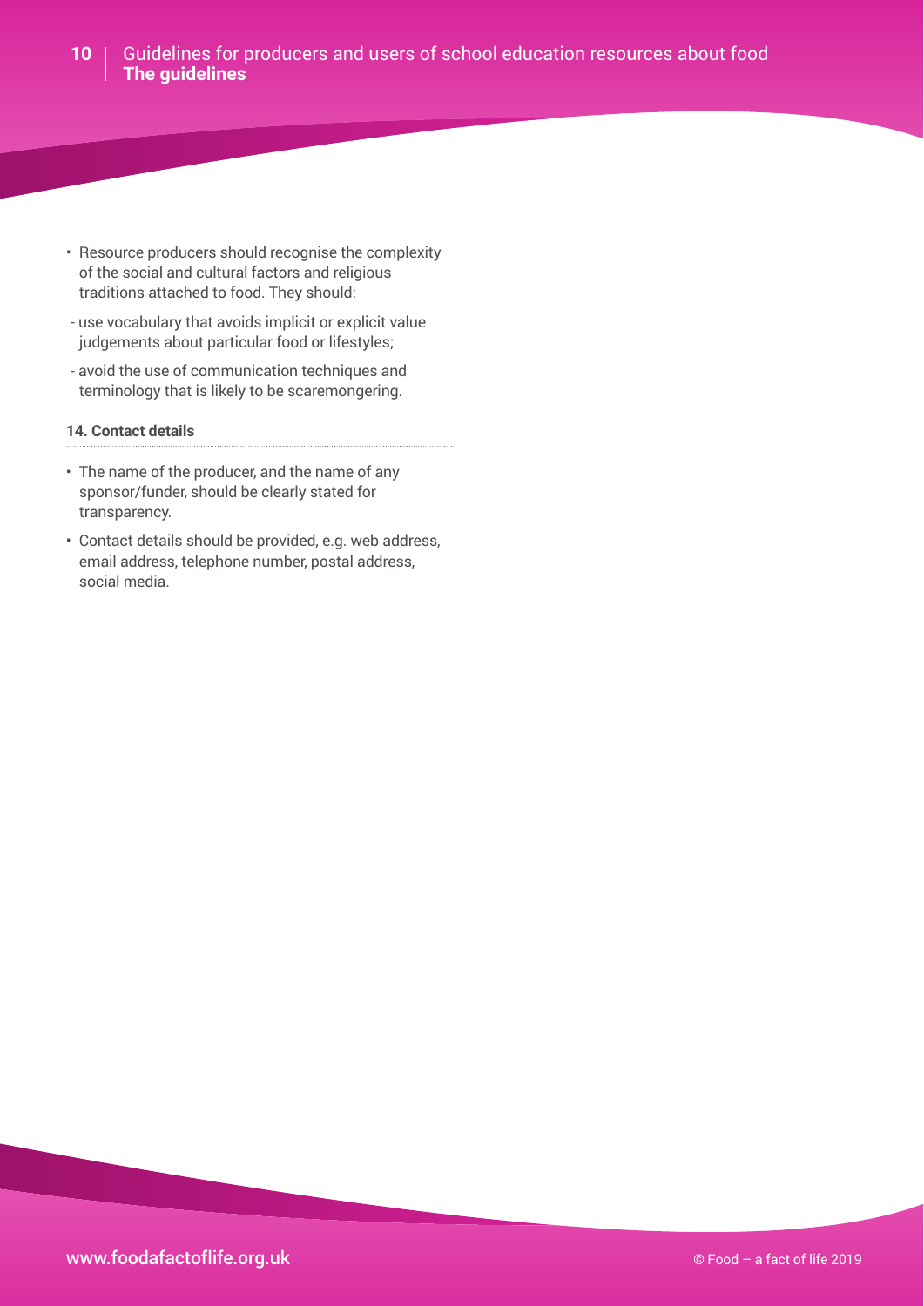- Resource producers should recognise the complexity of the social and cultural factors and religious traditions attached to food. They should:
  - use vocabulary that avoids implicit or explicit value judgements about particular food or lifestyles;
  - avoid the use of communication techniques and terminology that is likely to be scaremongering.

#### 14. Contact details

- The name of the producer, and the name of any sponsor/funder, should be clearly stated for transparency.
- Contact details should be provided, e.g. web address, email address, telephone number, postal address, social media.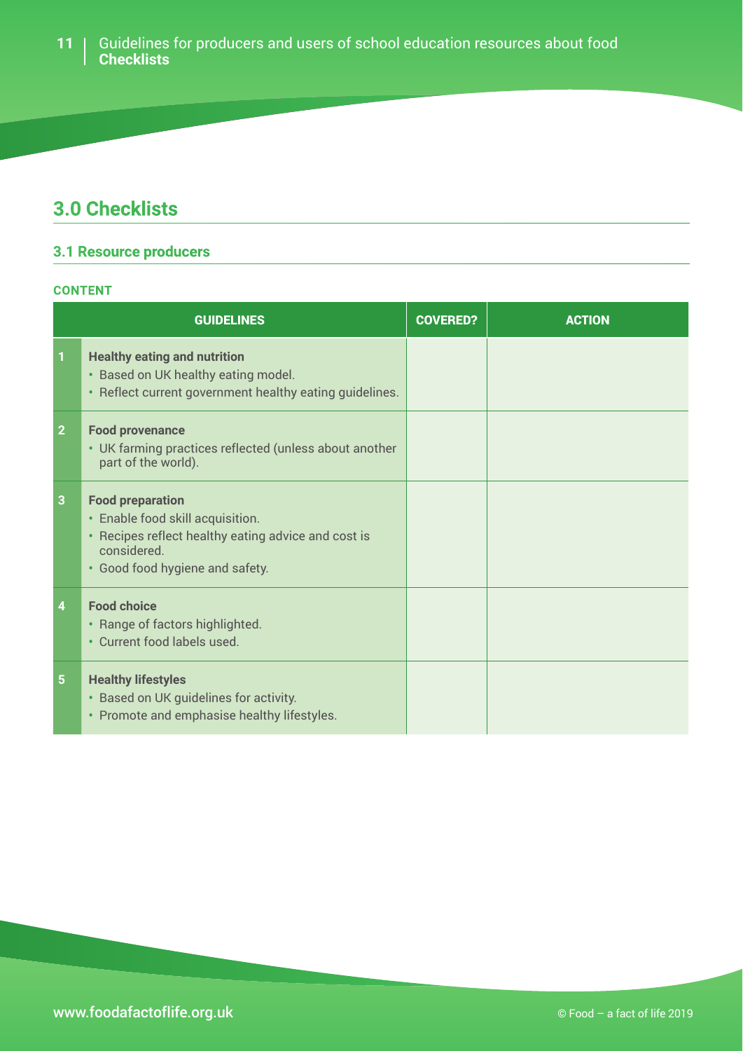## 3.0 Checklists

### 3.1 Resource producers

**CONTENT**

| | GUIDELINES | COVERED? | ACTION |
|---|---|---|---|
| 1 | **Healthy eating and nutrition**<br>• Based on UK healthy eating model.<br>• Reflect current government healthy eating guidelines. | | |
| 2 | **Food provenance**<br>• UK farming practices reflected (unless about another part of the world). | | |
| 3 | **Food preparation**<br>• Enable food skill acquisition.<br>• Recipes reflect healthy eating advice and cost is considered.<br>• Good food hygiene and safety. | | |
| 4 | **Food choice**<br>• Range of factors highlighted.<br>• Current food labels used. | | |
| 5 | **Healthy lifestyles**<br>• Based on UK guidelines for activity.<br>• Promote and emphasise healthy lifestyles. | | |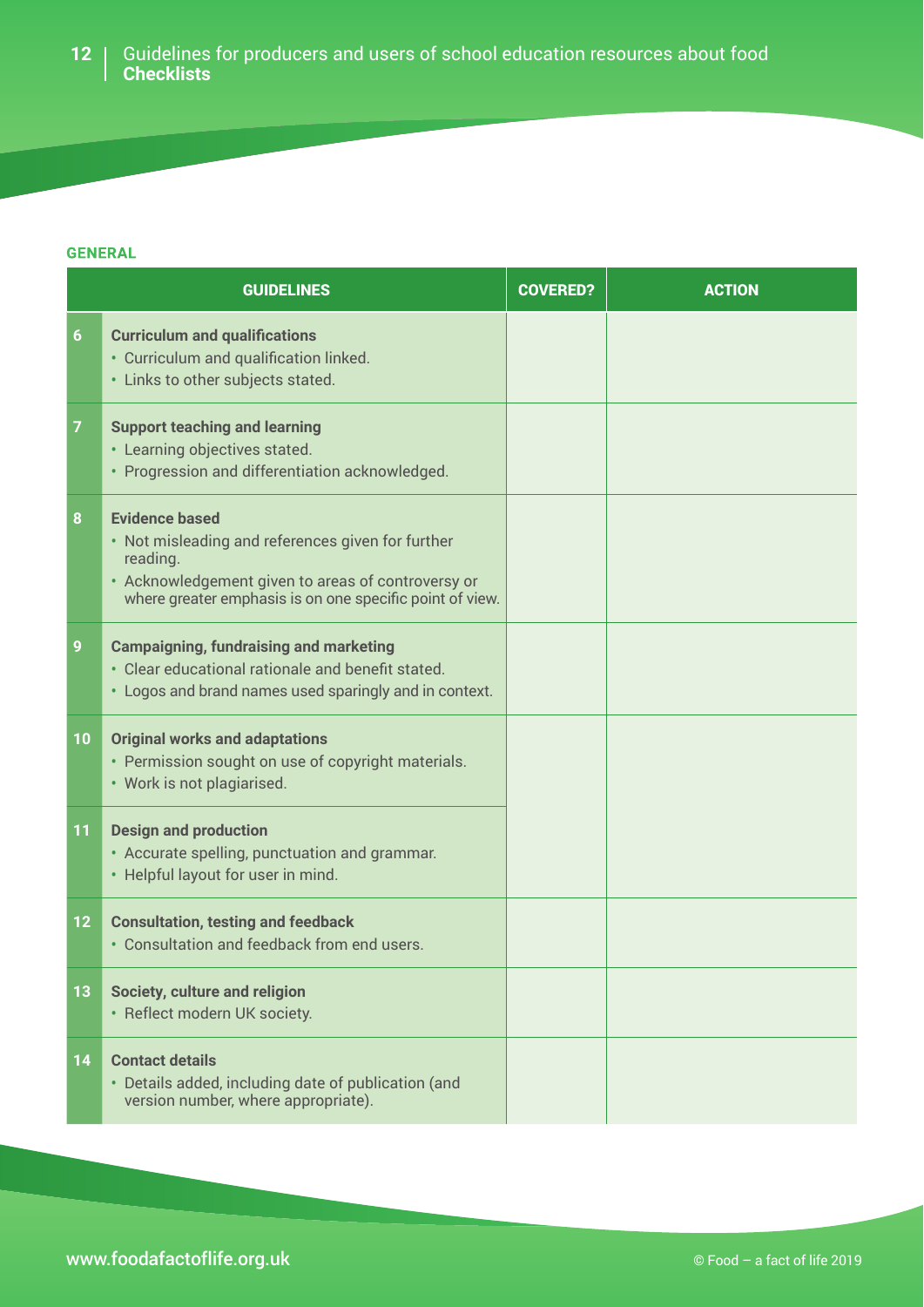### GENERAL

| | GUIDELINES | COVERED? | ACTION |
|---|---|---|---|
| 6 | **Curriculum and qualifications**<br>• Curriculum and qualification linked.<br>• Links to other subjects stated. | | |
| 7 | **Support teaching and learning**<br>• Learning objectives stated.<br>• Progression and differentiation acknowledged. | | |
| 8 | **Evidence based**<br>• Not misleading and references given for further reading.<br>• Acknowledgement given to areas of controversy or where greater emphasis is on one specific point of view. | | |
| 9 | **Campaigning, fundraising and marketing**<br>• Clear educational rationale and benefit stated.<br>• Logos and brand names used sparingly and in context. | | |
| 10 | **Original works and adaptations**<br>• Permission sought on use of copyright materials.<br>• Work is not plagiarised. | | |
| 11 | **Design and production**<br>• Accurate spelling, punctuation and grammar.<br>• Helpful layout for user in mind. | | |
| 12 | **Consultation, testing and feedback**<br>• Consultation and feedback from end users. | | |
| 13 | **Society, culture and religion**<br>• Reflect modern UK society. | | |
| 14 | **Contact details**<br>• Details added, including date of publication (and version number, where appropriate). | | |

www.foodafactoflife.org.uk

© Food – a fact of life 2019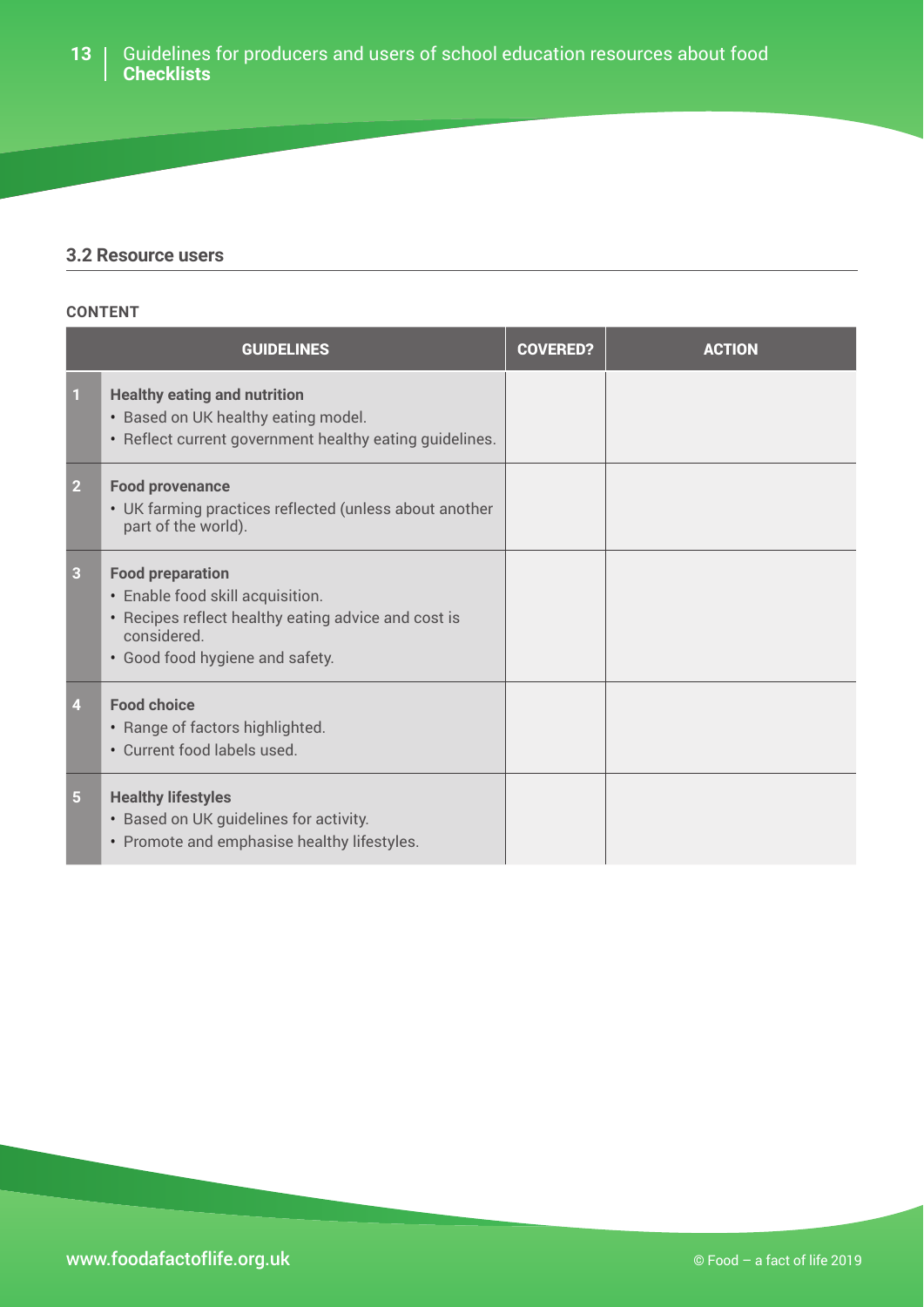### 3.2 Resource users

**CONTENT**

| | GUIDELINES | COVERED? | ACTION |
|---|---|---|---|
| 1 | **Healthy eating and nutrition**<br>• Based on UK healthy eating model.<br>• Reflect current government healthy eating guidelines. | | |
| 2 | **Food provenance**<br>• UK farming practices reflected (unless about another part of the world). | | |
| 3 | **Food preparation**<br>• Enable food skill acquisition.<br>• Recipes reflect healthy eating advice and cost is considered.<br>• Good food hygiene and safety. | | |
| 4 | **Food choice**<br>• Range of factors highlighted.<br>• Current food labels used. | | |
| 5 | **Healthy lifestyles**<br>• Based on UK guidelines for activity.<br>• Promote and emphasise healthy lifestyles. | | |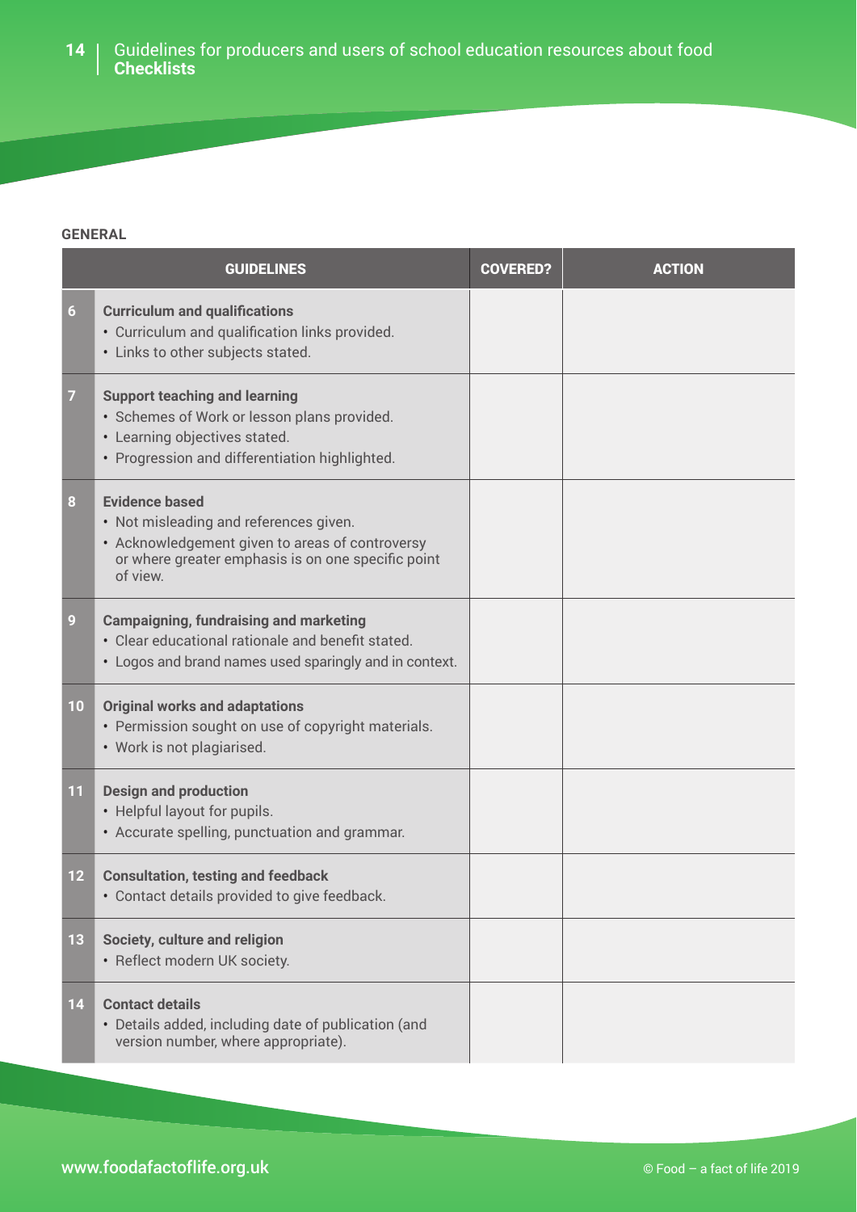### GENERAL

| | GUIDELINES | COVERED? | ACTION |
|---|---|---|---|
| 6 | **Curriculum and qualifications**<br>• Curriculum and qualification links provided.<br>• Links to other subjects stated. | | |
| 7 | **Support teaching and learning**<br>• Schemes of Work or lesson plans provided.<br>• Learning objectives stated.<br>• Progression and differentiation highlighted. | | |
| 8 | **Evidence based**<br>• Not misleading and references given.<br>• Acknowledgement given to areas of controversy or where greater emphasis is on one specific point of view. | | |
| 9 | **Campaigning, fundraising and marketing**<br>• Clear educational rationale and benefit stated.<br>• Logos and brand names used sparingly and in context. | | |
| 10 | **Original works and adaptations**<br>• Permission sought on use of copyright materials.<br>• Work is not plagiarised. | | |
| 11 | **Design and production**<br>• Helpful layout for pupils.<br>• Accurate spelling, punctuation and grammar. | | |
| 12 | **Consultation, testing and feedback**<br>• Contact details provided to give feedback. | | |
| 13 | **Society, culture and religion**<br>• Reflect modern UK society. | | |
| 14 | **Contact details**<br>• Details added, including date of publication (and version number, where appropriate). | | |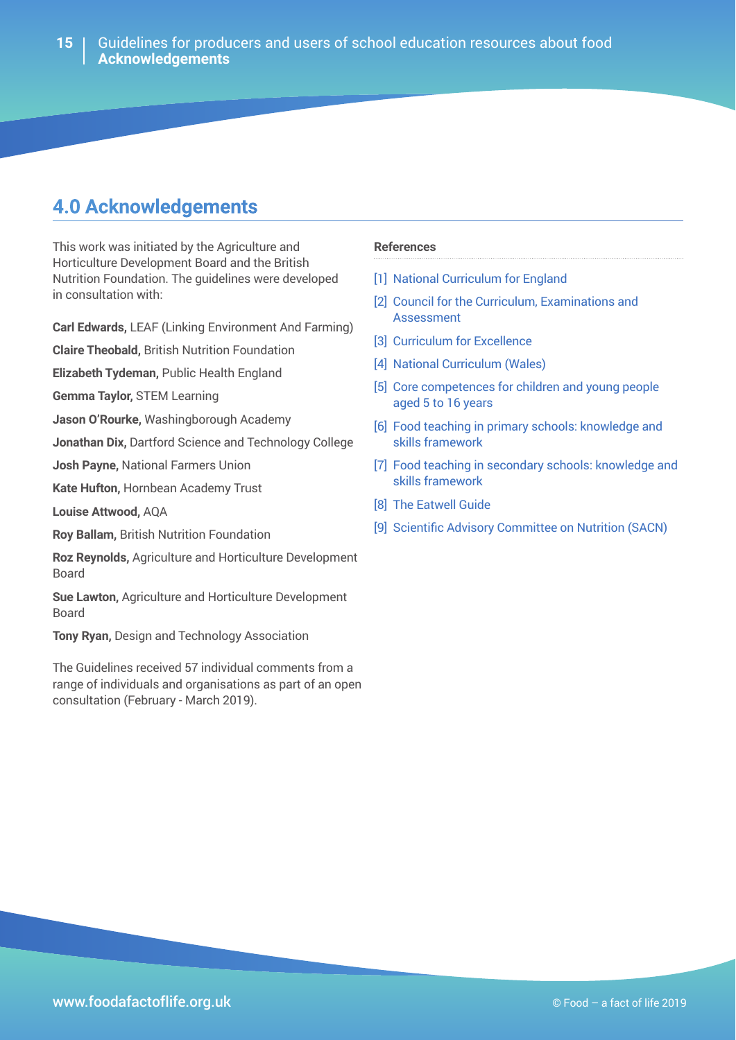## 4.0 Acknowledgements

This work was initiated by the Agriculture and Horticulture Development Board and the British Nutrition Foundation. The guidelines were developed in consultation with:

**Carl Edwards,** LEAF (Linking Environment And Farming)

**Claire Theobald,** British Nutrition Foundation

**Elizabeth Tydeman,** Public Health England

**Gemma Taylor,** STEM Learning

**Jason O'Rourke,** Washingborough Academy

**Jonathan Dix,** Dartford Science and Technology College

**Josh Payne,** National Farmers Union

**Kate Hufton,** Hornbean Academy Trust

**Louise Attwood,** AQA

**Roy Ballam,** British Nutrition Foundation

**Roz Reynolds,** Agriculture and Horticulture Development Board

**Sue Lawton,** Agriculture and Horticulture Development Board

**Tony Ryan,** Design and Technology Association

The Guidelines received 57 individual comments from a range of individuals and organisations as part of an open consultation (February - March 2019).

**References**

[1] National Curriculum for England

[2] Council for the Curriculum, Examinations and Assessment

[3] Curriculum for Excellence

[4] National Curriculum (Wales)

[5] Core competences for children and young people aged 5 to 16 years

[6] Food teaching in primary schools: knowledge and skills framework

[7] Food teaching in secondary schools: knowledge and skills framework

[8] The Eatwell Guide

[9] Scientific Advisory Committee on Nutrition (SACN)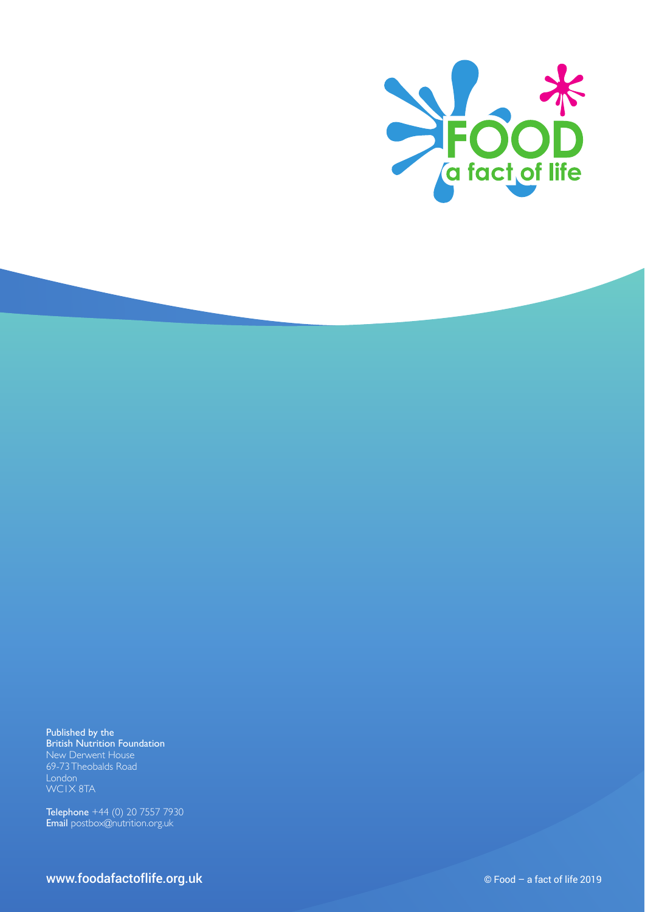FOOD
a fact of life

Published by the
British Nutrition Foundation
New Derwent House
69-73 Theobalds Road
London
WC1X 8TA

**Telephone** +44 (0) 20 7557 7930
**Email** postbox@nutrition.org.uk

www.foodafactoflife.org.uk

© Food – a fact of life 2019